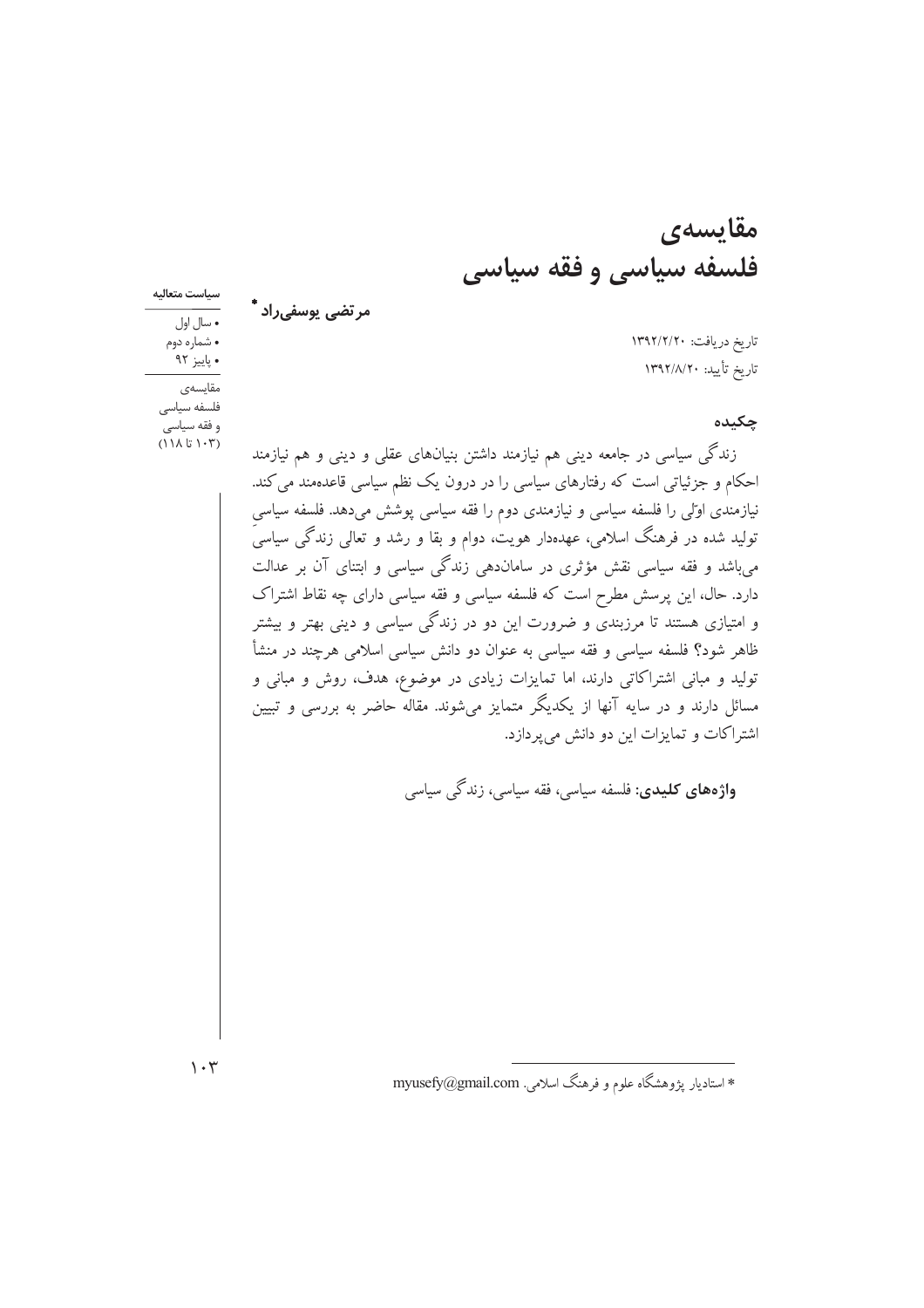# مقایسه‌ی فلسفه سیاسی و فقه سیاسی

**مرتضی یوسفی‌راد** *

تاریخ دریافت: ۱۳۹۲/۲/۲۰
تاریخ تأیید: ۱۳۹۲/۸/۲۰

## چکیده

زندگی سیاسی در جامعه دینی هم نیازمند داشتن بنیان‌های عقلی و دینی و هم نیازمند احکام و جزئیاتی است که رفتارهای سیاسی را در درون یک نظم سیاسی قاعده‌مند می‌کند. نیازمندی اوّلی را فلسفه سیاسی و نیازمندی دوم را فقه سیاسی پوشش می‌دهد. فلسفه سیاسیِ تولید شده در فرهنگ اسلامی، عهده‌دار هویت، دوام و بقا و رشد و تعالی زندگی سیاسی می‌باشد و فقه سیاسی نقش مؤثری در سامان‌دهی زندگی سیاسی و ابتنای آن بر عدالت دارد. حال، این پرسش مطرح است که فلسفه سیاسی و فقه سیاسی دارای چه نقاط اشتراک و امتیازی هستند تا مرزبندی و ضرورت این دو در زندگی سیاسی و دینی بهتر و بیشتر ظاهر شود؟ فلسفه سیاسی و فقه سیاسی به عنوان دو دانش سیاسی اسلامی هرچند در منشأ تولید و مبانی اشتراکاتی دارند، اما تمایزات زیادی در موضوع، هدف، روش و مبانی و مسائل دارند و در سایه آنها از یکدیگر متمایز می‌شوند. مقاله حاضر به بررسی و تبیین اشتراکات و تمایزات این دو دانش می‌پردازد.

**واژه‌های کلیدی:** فلسفه سیاسی، فقه سیاسی، زندگی سیاسی

* استادیار پژوهشگاه علوم و فرهنگ اسلامی. myusefy@gmail.com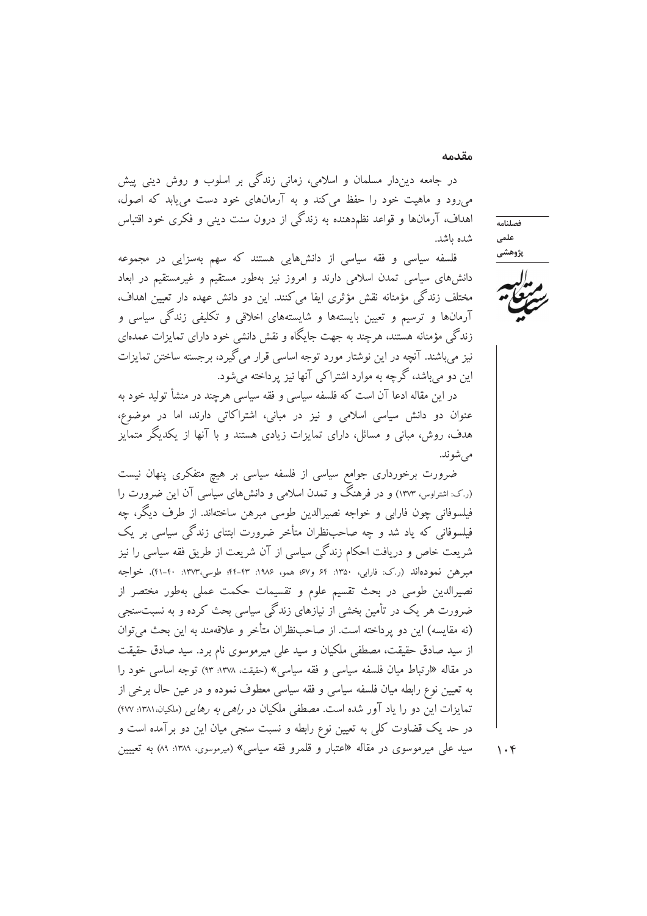## مقدمه

در جامعه دین‌دار مسلمان و اسلامی، زمانی زندگی بر اسلوب و روش دینی پیش می‌رود و ماهیت خود را حفظ می‌کند و به آرمان‌های خود دست می‌یابد که اصول، اهداف، آرمان‌ها و قواعد نظم‌دهنده به زندگی از درون سنت دینی و فکری خود اقتباس شده باشد.

فلسفه سیاسی و فقه سیاسی از دانش‌هایی هستند که سهم به‌سزایی در مجموعه دانش‌های سیاسی تمدن اسلامی دارند و امروز نیز به‌طور مستقیم و غیرمستقیم در ابعاد مختلف زندگی مؤمنانه نقش مؤثری ایفا می‌کنند. این دو دانش عهده دار تعیین اهداف، آرمان‌ها و ترسیم و تعیین بایسته‌ها و شایسته‌های اخلاقی و تکلیفی زندگی سیاسی و زندگی مؤمنانه هستند، هرچند به جهت جایگاه و نقش دانشی خود دارای تمایزات عمده‌ای نیز می‌باشند. آنچه در این نوشتار مورد توجه اساسی قرار می‌گیرد، برجسته ساختن تمایزات این دو می‌باشد، گرچه به موارد اشتراکی آنها نیز پرداخته می‌شود.

در این مقاله ادعا آن است که فلسفه سیاسی و فقه سیاسی هرچند در منشأ تولید خود به عنوان دو دانش سیاسی اسلامی و نیز در مبانی، اشتراکاتی دارند، اما در موضوع، هدف، روش، مبانی و مسائل، دارای تمایزات زیادی هستند و با آنها از یکدیگر متمایز می‌شوند.

ضرورت برخورداری جوامع سیاسی از فلسفه سیاسی بر هیچ متفکری پنهان نیست (ر.ک: اشتراوس، ۱۳۷۳) و در فرهنگ و تمدن اسلامی و دانش‌های سیاسی آن این ضرورت را فیلسوفانی چون فارابی و خواجه نصیرالدین طوسی مبرهن ساخته‌اند. از طرف دیگر، چه فیلسوفانی که یاد شد و چه صاحب‌نظران متأخر ضرورت ابتنای زندگی سیاسی بر یک شریعت خاص و دریافت احکام زندگی سیاسی از آن شریعت از طریق فقه سیاسی را نیز مبرهن نموده‌اند (ر.ک: فارابی، ۱۳۵۰: ۶۴ و۶۷؛ همو، ۱۹۸۶: ۴۳-۴۴؛ طوسی،۱۳۷۳: ۴۰-۴۱). خواجه نصیرالدین طوسی در بحث تقسیم علوم و تقسیمات حکمت عملی به‌طور مختصر از ضرورت هر یک در تأمین بخشی از نیازهای زندگی سیاسی بحث کرده و به نسبت‌سنجی (نه مقایسه) این دو پرداخته است. از صاحب‌نظران متأخر و علاقه‌مند به این بحث می‌توان از سید صادق حقیقت، مصطفی ملکیان و سید علی میرموسوی نام برد. سید صادق حقیقت در مقاله «ارتباط میان فلسفه سیاسی و فقه سیاسی» (حقیقت، ۱۳۷۸: ۹۳) توجه اساسی خود را به تعیین نوع رابطه میان فلسفه سیاسی و فقه سیاسی معطوف نموده و در عین حال برخی از تمایزات این دو را یاد آور شده است. مصطفی ملکیان در *راهی به رهایی* (ملکیان،۱۳۸۱: ۴۷۷) در حد یک قضاوت کلی به تعیین نوع رابطه و نسبت سنجی میان این دو برآمده است و سید علی میرموسوی در مقاله «اعتبار و قلمرو فقه سیاسی» (میرموسوی، ۱۳۸۹: ۸۹) به تعیین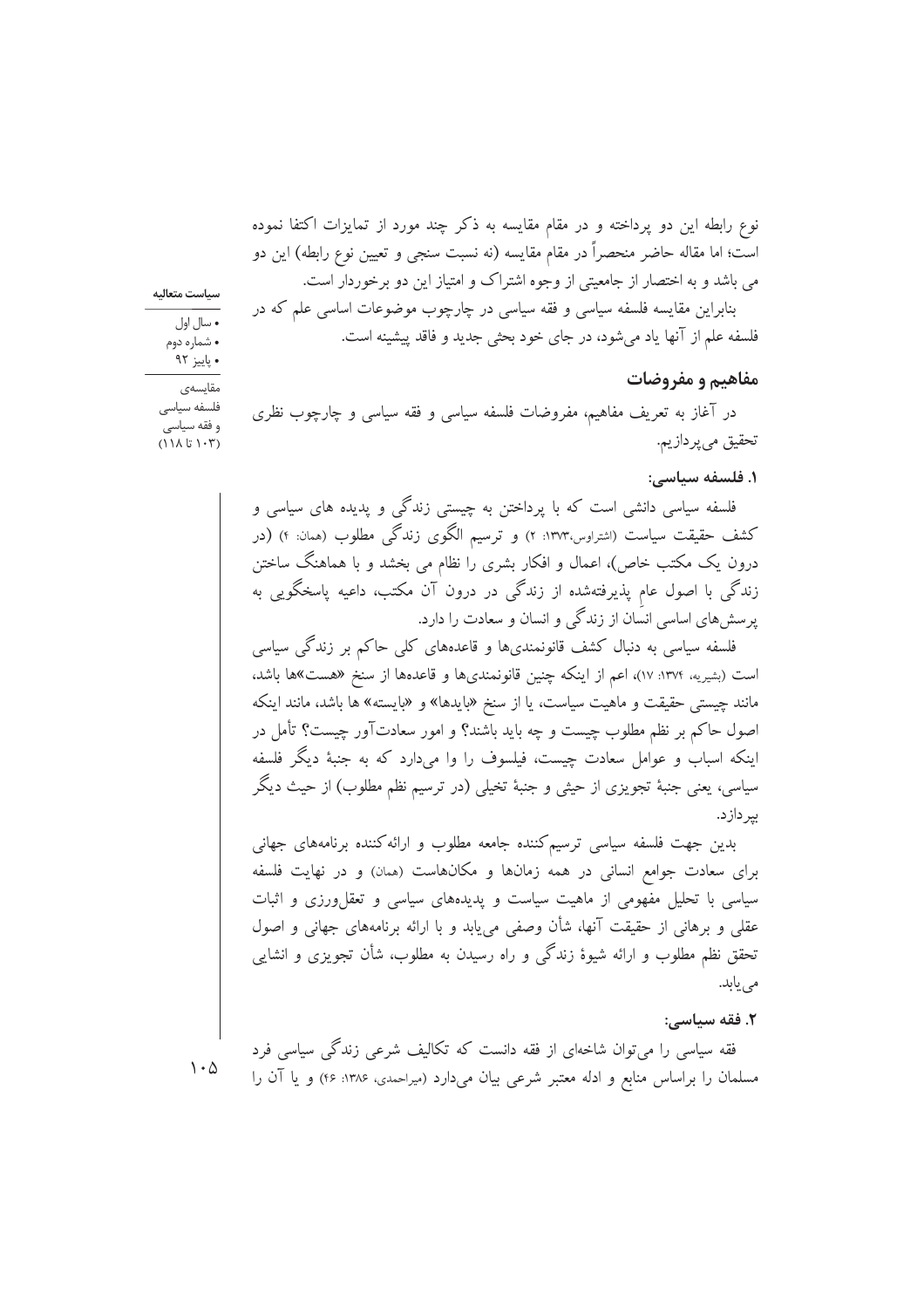نوع رابطه این دو پرداخته و در مقام مقایسه به ذکر چند مورد از تمایزات اکتفا نموده است؛ اما مقاله حاضر منحصراً در مقام مقایسه (نه نسبت سنجی و تعیین نوع رابطه) این دو می باشد و به اختصار از جامعیتی از وجوه اشتراک و امتیاز این دو برخوردار است.

بنابراین مقایسه فلسفه سیاسی و فقه سیاسی در چارچوب موضوعات اساسی علم که در فلسفه علم از آنها یاد می‌شود، در جای خود بحثی جدید و فاقد پیشینه است.

## مفاهیم و مفروضات

در آغاز به تعریف مفاهیم، مفروضات فلسفه سیاسی و فقه سیاسی و چارچوب نظری تحقیق می‌پردازیم.

### ۱. فلسفه سیاسی:

فلسفه سیاسی دانشی است که با پرداختن به چیستی زندگی و پدیده های سیاسی و کشف حقیقت سیاست (اشتراوس،۱۳۷۳: ۲) و ترسیم الگوی زندگی مطلوب (همان: ۴) (در درون یک مکتب خاص)، اعمال و افکار بشری را نظام می بخشد و با هماهنگ ساختن زندگی با اصول عامِ پذیرفته‌شده از زندگی در درون آن مکتب، داعیه پاسخگویی به پرسش‌های اساسی انسان از زندگی و انسان و سعادت را دارد.

فلسفه سیاسی به دنبال کشف قانونمندی‌ها و قاعده‌های کلی حاکم بر زندگی سیاسی است (بشیریه، ۱۳۷۴: ۱۷)، اعم از اینکه چنین قانونمندی‌ها و قاعده‌ها از سنخ «هست»ها باشد، مانند چیستی حقیقت و ماهیت سیاست، یا از سنخ «بایدها» و «بایسته» ها باشد، مانند اینکه اصول حاکم بر نظم مطلوب چیست و چه باید باشند؟ و امور سعادت‌آور چیست؟ تأمل در اینکه اسباب و عوامل سعادت چیست، فیلسوف را وا می‌دارد که به جنبهٔ دیگر فلسفه سیاسی، یعنی جنبهٔ تجویزی از حیثی و جنبهٔ تخیلی (در ترسیم نظم مطلوب) از حیث دیگر بپردازد.

بدین جهت فلسفه سیاسی ترسیم‌کننده جامعه مطلوب و ارائه‌کننده برنامه‌های جهانی برای سعادت جوامع انسانی در همه زمان‌ها و مکان‌هاست (همان) و در نهایت فلسفه سیاسی با تحلیل مفهومی از ماهیت سیاست و پدیده‌های سیاسی و تعقل‌ورزی و اثبات عقلی و برهانی از حقیقت آنها، شأن وصفی می‌یابد و با ارائه برنامه‌های جهانی و اصول تحقق نظم مطلوب و ارائه شیوهٔ زندگی و راه رسیدن به مطلوب، شأن تجویزی و انشایی می‌یابد.

### ۲. فقه سیاسی:

فقه سیاسی را می‌توان شاخه‌ای از فقه دانست که تکالیف شرعی زندگی سیاسی فرد مسلمان را براساس منابع و ادله معتبر شرعی بیان می‌دارد (میراحمدی، ۱۳۸۶: ۴۶) و یا آن را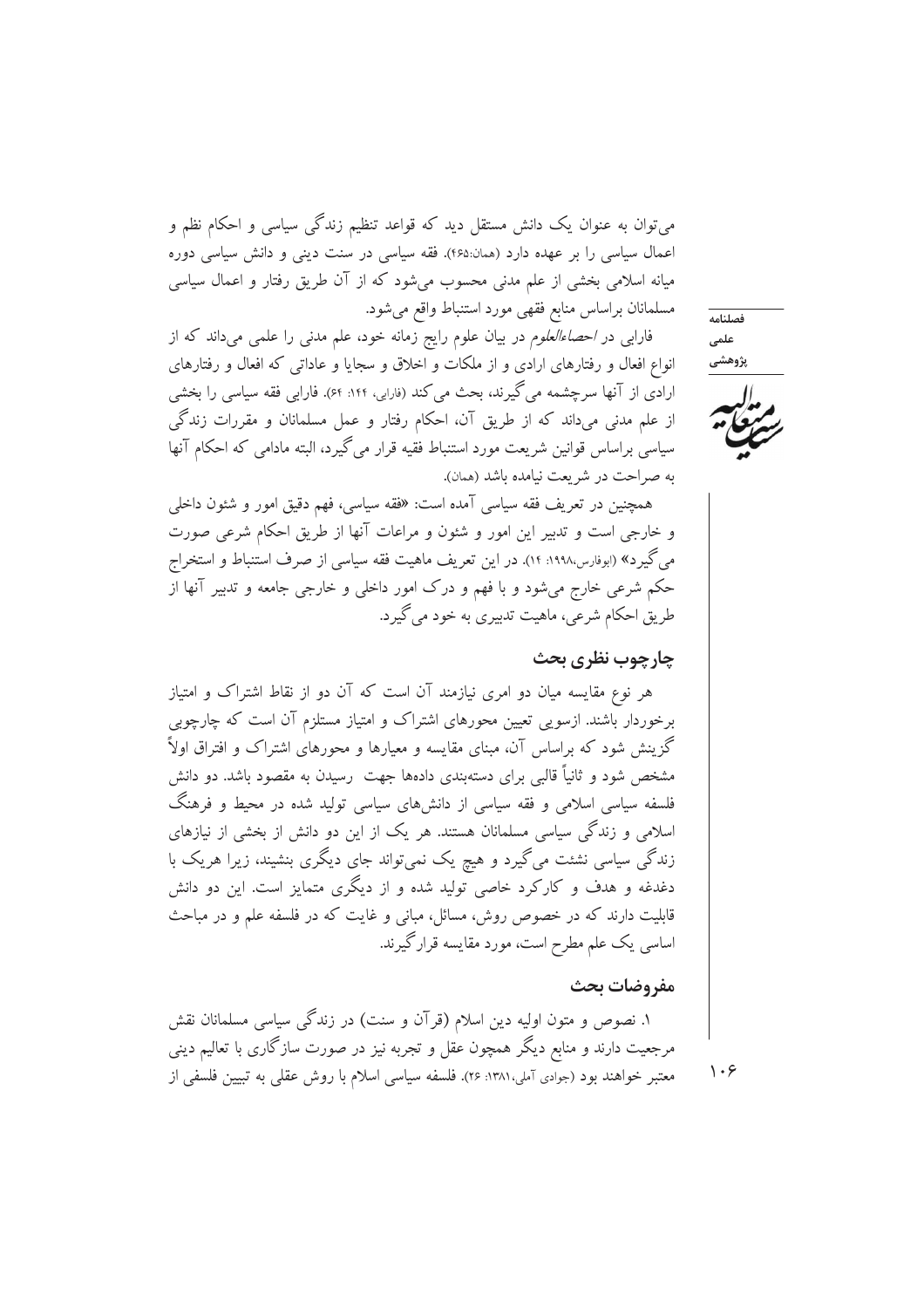می‌توان به عنوان یک دانش مستقل دید که قواعد تنظیم زندگی سیاسی و احکام نظم و اعمال سیاسی را بر عهده دارد (همان:۴۶۵). فقه سیاسی در سنت دینی و دانش سیاسی دوره میانه اسلامی بخشی از علم مدنی محسوب می‌شود که از آن طریق رفتار و اعمال سیاسی مسلمانان براساس منابع فقهی مورد استنباط واقع می‌شود.

فارابی در *احصاءالعلوم* در بیان علوم رایج زمانه خود، علم مدنی را علمی می‌داند که از انواع افعال و رفتارهای ارادی و از ملکات و اخلاق و سجایا و عاداتی که افعال و رفتارهای ارادی از آنها سرچشمه می‌گیرند، بحث می‌کند (فارابی، ۱۴۴: ۶۴). فارابی فقه سیاسی را بخشی از علم مدنی می‌داند که از طریق آن، احکام رفتار و عمل مسلمانان و مقررات زندگی سیاسی براساس قوانین شریعت مورد استنباط فقیه قرار می‌گیرد، البته مادامی که احکام آنها به صراحت در شریعت نیامده باشد (همان).

همچنین در تعریف فقه سیاسی آمده است: «فقه سیاسی، فهم دقیق امور و شئون داخلی و خارجی است و تدبیر این امور و شئون و مراعات آنها از طریق احکام شرعی صورت می‌گیرد» (ابوفارس،۱۹۹۸: ۱۴). در این تعریف ماهیت فقه سیاسی از صرف استنباط و استخراج حکم شرعی خارج می‌شود و با فهم و درک امور داخلی و خارجی جامعه و تدبیر آنها از طریق احکام شرعی، ماهیت تدبیری به خود می‌گیرد.

## چارچوب نظری بحث

هر نوع مقایسه میان دو امری نیازمند آن است که آن دو از نقاط اشتراک و امتیاز برخوردار باشند. ازسویی تعیین محورهای اشتراک و امتیاز مستلزم آن است که چارچوبی گزینش شود که براساس آن، مبنای مقایسه و معیارها و محورهای اشتراک و افتراق اولاً مشخص شود و ثانیاً قالبی برای دسته‌بندی داده‌ها جهت رسیدن به مقصود باشد. دو دانش فلسفه سیاسی اسلامی و فقه سیاسی از دانش‌های سیاسی تولید شده در محیط و فرهنگ اسلامی و زندگی سیاسی مسلمانان هستند. هر یک از این دو دانش از بخشی از نیازهای زندگی سیاسی نشئت می‌گیرد و هیچ یک نمی‌تواند جای دیگری بنشیند، زیرا هریک با دغدغه و هدف و کارکرد خاصی تولید شده و از دیگری متمایز است. این دو دانش قابلیت دارند که در خصوص روش، مسائل، مبانی و غایت که در فلسفه علم و در مباحث اساسی یک علم مطرح است، مورد مقایسه قرارگیرند.

## مفروضات بحث

۱. نصوص و متون اولیه دین اسلام (قرآن و سنت) در زندگی سیاسی مسلمانان نقش مرجعیت دارند و منابع دیگر همچون عقل و تجربه نیز در صورت سازگاری با تعالیم دینی معتبر خواهند بود (جوادی آملی،۱۳۸۱: ۲۶). فلسفه سیاسی اسلام با روش عقلی به تبیین فلسفی از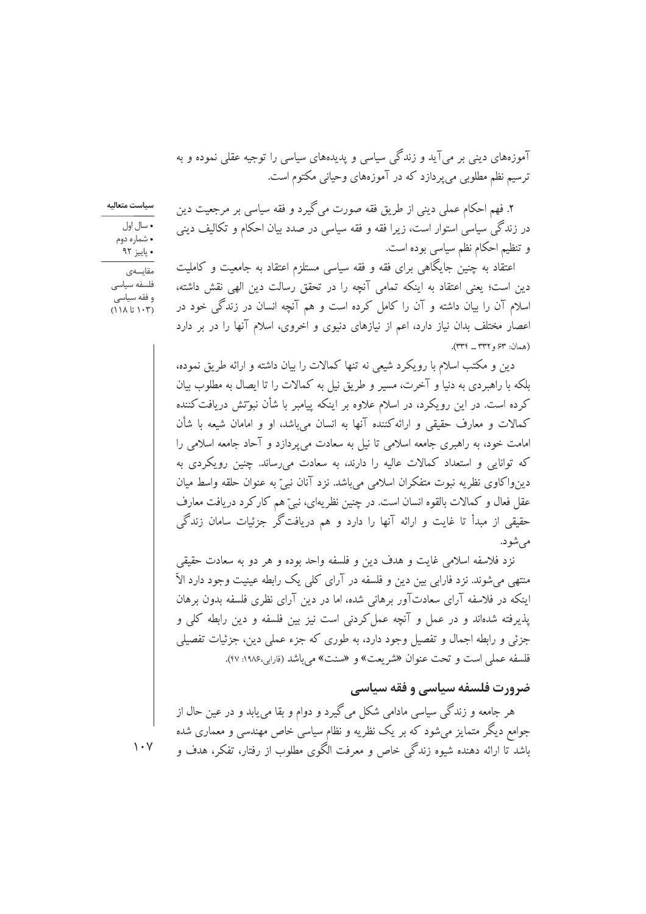آموزه‌های دینی بر می‌آید و زندگی سیاسی و پدیده‌های سیاسی را توجیه عقلی نموده و به ترسیم نظم مطلوبی می‌پردازد که در آموزه‌های وحیانی مکتوم است.

۲. فهم احکام عملی دینی از طریق فقه صورت می‌گیرد و فقه سیاسی بر مرجعیت دین در زندگی سیاسی استوار است، زیرا فقه و فقه سیاسی در صدد بیان احکام و تکالیف دینی و تنظیم احکام نظم سیاسی بوده است.

اعتقاد به چنین جایگاهی برای فقه و فقه سیاسی مستلزم اعتقاد به جامعیت و کاملیت دین است؛ یعنی اعتقاد به اینکه تمامی آنچه را در تحقق رسالت دین الهی نقش داشته، اسلام آن را بیان داشته و آن را کامل کرده است و هم آنچه انسان در زندگی خود در اعصار مختلف بدان نیاز دارد، اعم از نیازهای دنیوی و اخروی، اسلام آنها را در بر دارد (همان: ۶۳ و ۳۳۲ ـ ۳۳۴).

دین و مکتب اسلام با رویکرد شیعی نه تنها کمالات را بیان داشته و ارائه طریق نموده، بلکه با راهبردی به دنیا و آخرت، مسیر و طریق نیل به کمالات را تا ایصال به مطلوب بیان کرده است. در این رویکرد، در اسلام علاوه بر اینکه پیامبر با شأن نبوّتش دریافت‌کننده کمالات و معارف حقیقی و ارائه‌کننده آنها به انسان می‌باشد، او و امامان شیعه با شأن امامت خود، به راهبری جامعه اسلامی تا نیل به سعادت می‌پردازد و آحاد جامعه اسلامی را که توانایی و استعداد کمالات عالیه را دارند، به سعادت می‌رساند. چنین رویکردی به دین‌واکاوی نظریه نبوت متفکران اسلامی می‌باشد. نزد آنان نبیّ به عنوان حلقه واسط میان عقل فعال و کمالات بالقوه انسان است. در چنین نظریه‌ای، نبیّ هم کارکرد دریافت معارف حقیقی از مبدأ تا غایت و ارائه آنها را دارد و هم دریافت‌گر جزئیات سامان زندگی می‌شود.

نزد فلاسفه اسلامی غایت و هدف دین و فلسفه واحد بوده و هر دو به سعادت حقیقی منتهی می‌شوند. نزد فارابی بین دین و فلسفه در آرای کلی یک رابطه عینیت وجود دارد الاّ اینکه در فلاسفه آرای سعادت‌آور برهانی شده، اما در دین آرای نظری فلسفه بدون برهان پذیرفته شده‌اند و در عمل و آنچه عمل‌کردنی است نیز بین فلسفه و دین رابطه کلی و جزئی و رابطه اجمال و تفصیل وجود دارد، به طوری که جزء عملی دین، جزئیات تفصیلی فلسفه عملی است و تحت عنوان «شریعت» و «سنت» می‌باشد (فارابی،۱۹۸۶: ۴۷).

## ضرورت فلسفه سیاسی و فقه سیاسی

هر جامعه و زندگی سیاسی مادامی شکل می‌گیرد و دوام و بقا می‌یابد و در عین حال از جوامع دیگر متمایز می‌شود که بر یک نظریه و نظام سیاسی خاص مهندسی و معماری شده باشد تا ارائه دهنده شیوه زندگی خاص و معرفت الگوی مطلوب از رفتار، تفکر، هدف و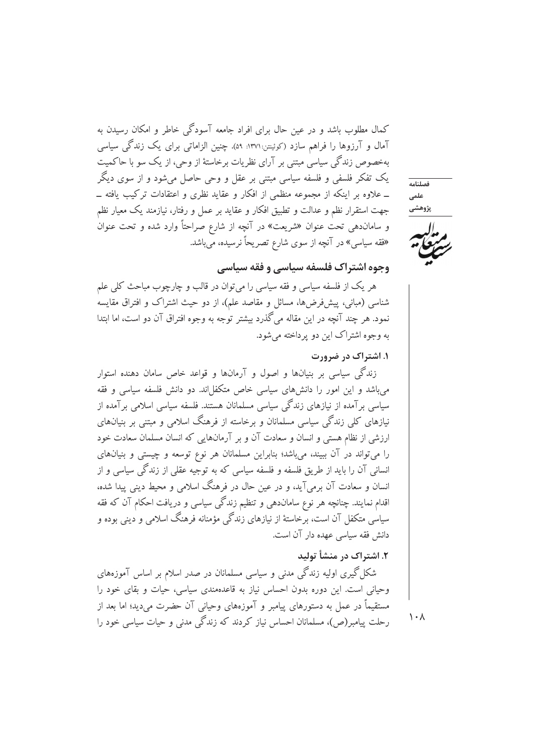کمال مطلوب باشد و در عین حال برای افراد جامعه آسودگی خاطر و امکان رسیدن به آمال و آرزوها را فراهم سازد (کوئینتن:۱۳۷۱: ۵۹). چنین الزاماتی برای یک زندگی سیاسی به‌خصوص زندگی سیاسی مبتنی بر آرای نظریات برخاستهٔ از وحی، از یک سو با حاکمیت یک تفکر فلسفی و فلسفه سیاسی مبتنی بر عقل و وحی حاصل می‌شود و از سوی دیگر ــ علاوه بر اینکه از مجموعه منظمی از افکار و عقاید نظری و اعتقادات ترکیب یافته ــ جهت استقرار نظم و عدالت و تطبیق افکار و عقاید بر عمل و رفتار، نیازمند یک معیار نظم و سامان‌دهی تحت عنوان «شریعت» در آنچه از شارع صراحتاً وارد شده و تحت عنوان «فقه سیاسی» در آنچه از سوی شارع تصریحاً نرسیده، می‌باشد.

## وجوه اشتراک فلسفه سیاسی و فقه سیاسی

هر یک از فلسفه سیاسی و فقه سیاسی را می‌توان در قالب و چارچوب مباحث کلی علم شناسی (مبانی، پیش‌فرض‌ها، مسائل و مقاصد علم)، از دو حیث اشتراک و افتراق مقایسه نمود. هر چند آنچه در این مقاله می‌گذرد بیشتر توجه به وجوه افتراق آن دو است، اما ابتدا به وجوه اشتراک این دو پرداخته می‌شود.

### ۱. اشتراک در ضرورت

زندگی سیاسی بر بنیان‌ها و اصول و آرمان‌ها و قواعد خاص سامان دهنده استوار می‌باشد و این امور را دانش‌های سیاسی خاص متکفل‌اند. دو دانش فلسفه سیاسی و فقه سیاسی برآمده از نیازهای زندگی سیاسی مسلمانان هستند. فلسفه سیاسی اسلامی برآمده از نیازهای کلی زندگی سیاسی مسلمانان و برخاسته از فرهنگ اسلامی و مبتنی بر بنیان‌های ارزشی از نظام هستی و انسان و سعادت آن و بر آرمان‌هایی که انسان مسلمان سعادت خود را می‌تواند در آن ببیند، می‌باشد؛ بنابراین مسلمانان هر نوع توسعه و چیستی و بنیان‌های انسانی آن را باید از طریق فلسفه و فلسفه سیاسی که به توجیه عقلی از زندگی سیاسی و از انسان و سعادت آن برمی‌آید، و در عین حال در فرهنگ اسلامی و محیط دینی پیدا شده، اقدام نمایند. چنانچه هر نوع سامان‌دهی و تنظیم زندگی سیاسی و دریافت احکام آن که فقه سیاسی متکفل آن است، برخاستهٔ از نیازهای زندگی مؤمنانه فرهنگ اسلامی و دینی بوده و دانش فقه سیاسی عهده دار آن است.

### ۲. اشتراک در منشأ تولید

شکل‌گیری اولیه زندگی مدنی و سیاسی مسلمانان در صدر اسلام بر اساس آموزه‌های وحیانی است. این دوره بدون احساس نیاز به قاعده‌مندی سیاسی، حیات و بقای خود را مستقیماً در عمل به دستورهای پیامبر و آموزه‌های وحیانی آن حضرت می‌دید؛ اما بعد از رحلت پیامبر(ص)، مسلمانان احساس نیاز کردند که زندگی مدنی و حیات سیاسی خود را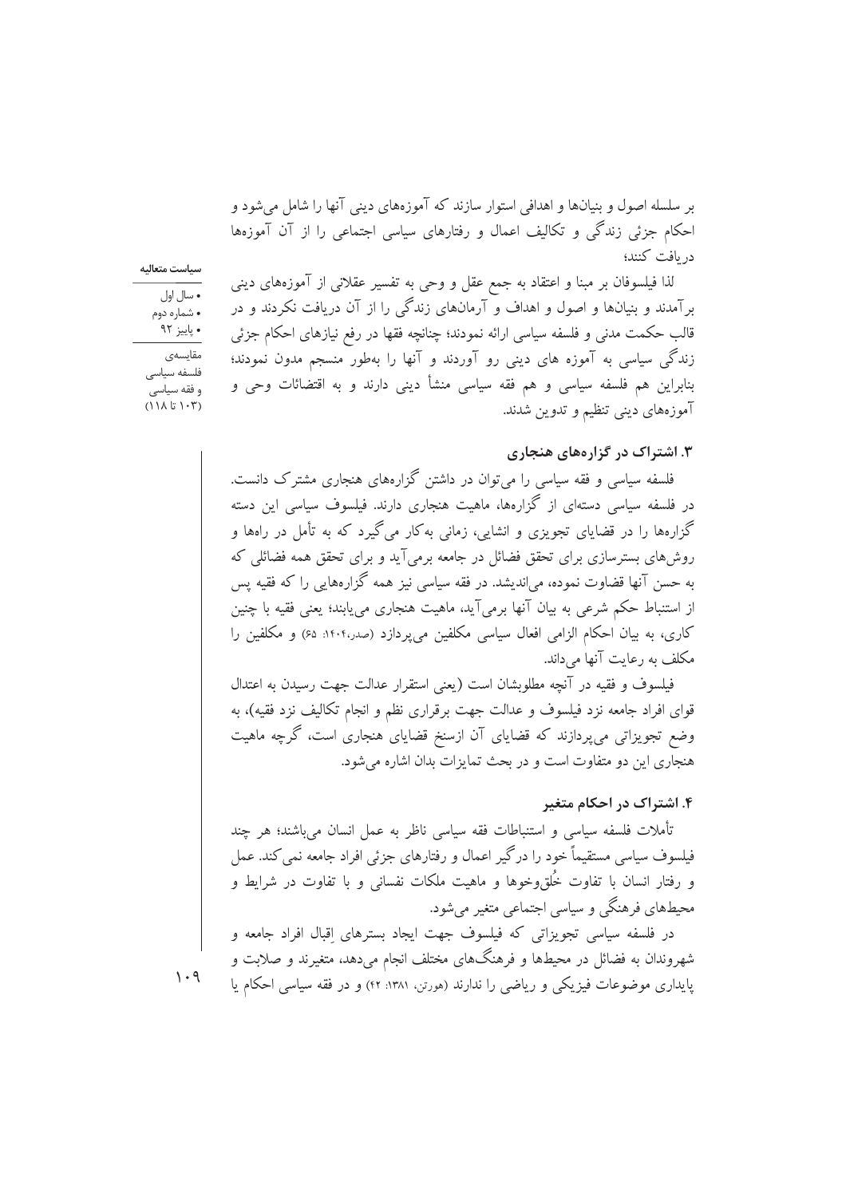بر سلسله اصول و بنیان‌ها و اهدافی استوار سازند که آموزه‌های دینی آنها را شامل می‌شود و احکام جزئی زندگی و تکالیف اعمال و رفتارهای سیاسی اجتماعی را از آن آموزه‌ها دریافت کنند؛

لذا فیلسوفان بر مبنا و اعتقاد به جمع عقل و وحی به تفسیر عقلانی از آموزه‌های دینی برآمدند و بنیان‌ها و اصول و اهداف و آرمان‌های زندگی را از آن دریافت نکردند و در قالب حکمت مدنی و فلسفه سیاسی ارائه نمودند؛ چنانچه فقها در رفع نیازهای احکام جزئی زندگی سیاسی به آموزه های دینی رو آوردند و آنها را به‌طور منسجم مدون نمودند؛ بنابراین هم فلسفه سیاسی و هم فقه سیاسی منشأ دینی دارند و به اقتضائات وحی و آموزه‌های دینی تنظیم و تدوین شدند.

### ۳. اشتراک در گزاره‌های هنجاری

فلسفه سیاسی و فقه سیاسی را می‌توان در داشتن گزاره‌های هنجاری مشترک دانست. در فلسفه سیاسی دسته‌ای از گزاره‌ها، ماهیت هنجاری دارند. فیلسوف سیاسی این دسته گزاره‌ها را در قضایای تجویزی و انشایی، زمانی به‌کار می‌گیرد که به تأمل در راه‌ها و روش‌های بسترسازی برای تحقق فضائل در جامعه برمی‌آید و برای تحقق همه فضائلی که به حسن آنها قضاوت نموده، می‌اندیشد. در فقه سیاسی نیز همه گزاره‌هایی را که فقیه پس از استنباط حکم شرعی به بیان آنها برمی‌آید، ماهیت هنجاری می‌یابند؛ یعنی فقیه با چنین کاری، به بیان احکام الزامی افعال سیاسی مکلفین می‌پردازد (صدر،۱۴۰۴: ۶۵) و مکلفین را مکلف به رعایت آنها می‌داند.

فیلسوف و فقیه در آنچه مطلوبشان است (یعنی استقرار عدالت جهت رسیدن به اعتدال قوای افراد جامعه نزد فیلسوف و عدالت جهت برقراری نظم و انجام تکالیف نزد فقیه)، به وضع تجویزاتی می‌پردازند که قضایای آن ازسنخ قضایای هنجاری است، گرچه ماهیت هنجاری این دو متفاوت است و در بحث تمایزات بدان اشاره می‌شود.

### ۴. اشتراک در احکام متغیر

تأملات فلسفه سیاسی و استنباطات فقه سیاسی ناظر به عمل انسان می‌باشند؛ هر چند فیلسوف سیاسی مستقیماً خود را درگیر اعمال و رفتارهای جزئی افراد جامعه نمی‌کند. عمل و رفتار انسان با تفاوت خُلق‌وخوها و ماهیت ملکات نفسانی و با تفاوت در شرایط و محیط‌های فرهنگی و سیاسی اجتماعی متغیر می‌شود.

در فلسفه سیاسی تجویزاتی که فیلسوف جهت ایجاد بسترهای اِقبال افراد جامعه و شهروندان به فضائل در محیط‌ها و فرهنگ‌های مختلف انجام می‌دهد، متغیرند و صلابت و پایداری موضوعات فیزیکی و ریاضی را ندارند (هورتن، ۱۳۸۱: ۴۲) و در فقه سیاسی احکام یا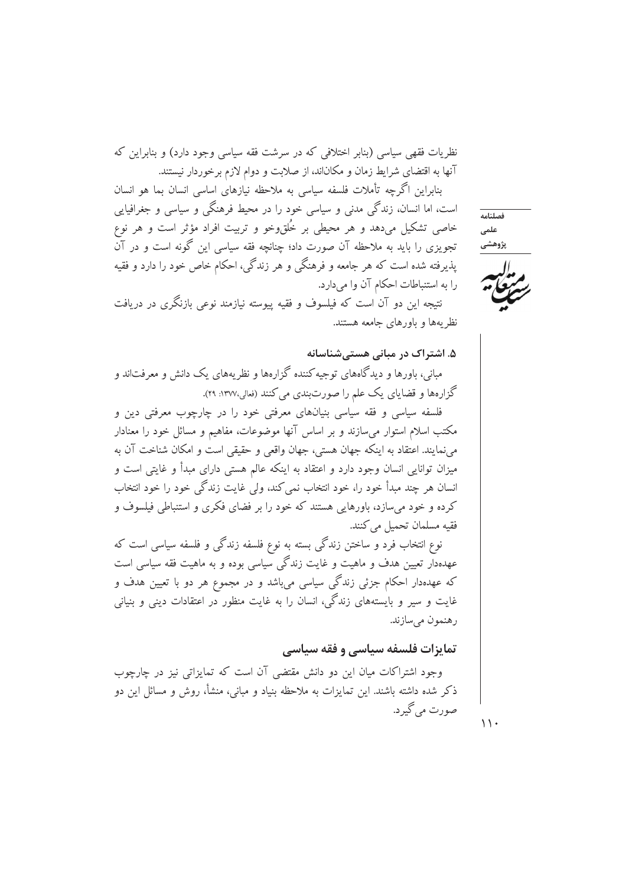نظریات فقهی سیاسی (بنابر اختلافی که در سرشت فقه سیاسی وجود دارد) و بنابراین که آنها به اقتضای شرایط زمان و مکان‌اند، از صلابت و دوام لازم برخوردار نیستند.

بنابراین اگرچه تأملات فلسفه سیاسی به ملاحظه نیازهای اساسی انسان بما هو انسان است، اما انسان، زندگی مدنی و سیاسی خود را در محیط فرهنگی و سیاسی و جغرافیایی خاصی تشکیل می‌دهد و هر محیطی بر خُلق‌وخو و تربیت افراد مؤثر است و هر نوع تجویزی را باید به ملاحظه آن صورت داد؛ چنانچه فقه سیاسی این گونه است و در آن پذیرفته شده است که هر جامعه و فرهنگی و هر زندگی، احکام خاص خود را دارد و فقیه را به استنباطات احکام آن وا می‌دارد.

نتیجه این دو آن است که فیلسوف و فقیه پیوسته نیازمند نوعی بازنگری در دریافت نظریه‌ها و باورهای جامعه هستند.

### ۵. اشتراک در مبانی هستی‌شناسانه

مبانی، باورها و دیدگاه‌های توجیه‌کننده گزاره‌ها و نظریه‌های یک دانش و معرفت‌اند و گزاره‌ها و قضایای یک علم را صورت‌بندی می‌کنند (فعالی،۱۳۷۷: ۲۹).

فلسفه سیاسی و فقه سیاسی بنیان‌های معرفتی خود را در چارچوب معرفتی دین و مکتب اسلام استوار می‌سازند و بر اساس آنها موضوعات، مفاهیم و مسائل خود را معنادار می‌نمایند. اعتقاد به اینکه جهان هستی، جهان واقعی و حقیقی است و امکان شناخت آن به میزان توانایی انسان وجود دارد و اعتقاد به اینکه عالم هستی دارای مبدأ و غایتی است و انسان هر چند مبدأ خود را، خود انتخاب نمی‌کند، ولی غایت زندگی خود را خود انتخاب کرده و خود می‌سازد، باورهایی هستند که خود را بر فضای فکری و استنباطی فیلسوف و فقیه مسلمان تحمیل می‌کنند.

نوع انتخاب فرد و ساختن زندگی بسته به نوع فلسفه زندگی و فلسفه سیاسی است که عهده‌دار تعیین هدف و ماهیت و غایت زندگی سیاسی بوده و به ماهیت فقه سیاسی است که عهده‌دار احکام جزئی زندگی سیاسی می‌باشد و در مجموع هر دو با تعیین هدف و غایت و سیر و بایسته‌های زندگی، انسان را به غایت منظور در اعتقادات دینی و بنیانی رهنمون می‌سازند.

## تمایزات فلسفه سیاسی و فقه سیاسی

وجود اشتراکات میان این دو دانش مقتضی آن است که تمایزاتی نیز در چارچوب ذکر شده داشته باشند. این تمایزات به ملاحظه بنیاد و مبانی، منشأ، روش و مسائل این دو صورت می‌گیرد.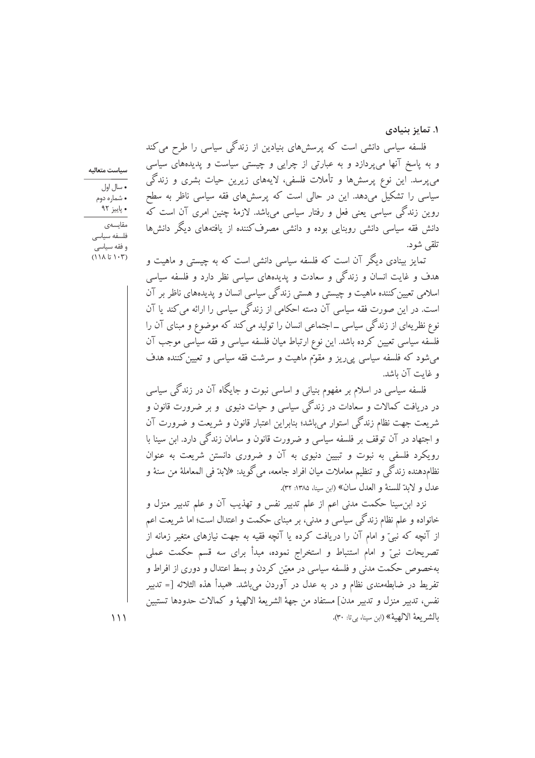### ۱. تمایز بنیادی

فلسفه سیاسی دانشی است که پرسش‌های بنیادین از زندگی سیاسی را طرح می‌کند و به پاسخ آنها می‌پردازد و به عبارتی از چرایی و چیستی سیاست و پدیده‌های سیاسی می‌پرسد. این نوع پرسش‌ها و تأملات فلسفی، لایه‌های زیرین حیات بشری و زندگی سیاسی را تشکیل می‌دهد. این در حالی است که پرسش‌های فقه سیاسی ناظر به سطح روین زندگی سیاسی یعنی فعل و رفتار سیاسی می‌باشد. لازمهٔ چنین امری آن است که دانش فقه سیاسی دانشی روبنایی بوده و دانشی مصرف‌کننده از یافته‌های دیگر دانش‌ها تلقی شود.

تمایز بینادی دیگر آن است که فلسفه سیاسی دانشی است که به چیستی و ماهیت و هدف و غایت انسان و زندگی و سعادت و پدیده‌های سیاسی نظر دارد و فلسفه سیاسی اسلامی تعیین‌کننده ماهیت و چیستی و هستی زندگی سیاسی انسان و پدیده‌های ناظر بر آن است. در این صورت فقه سیاسی آن دسته احکامی از زندگی سیاسی را ارائه می‌کند یا آن نوع نظریه‌ای از زندگی سیاسی ـ اجتماعی انسان را تولید می‌کند که موضوع و مبنای آن را فلسفه سیاسی تعیین کرده باشد. این نوع ارتباط میان فلسفه سیاسی و فقه سیاسی موجب آن می‌شود که فلسفه سیاسی پی‌ریز و مقوّم ماهیت و سرشت فقه سیاسی و تعیین‌کننده هدف و غایت آن باشد.

فلسفه سیاسی در اسلام بر مفهوم بنیانی و اساسی نبوت و جایگاه آن در زندگی سیاسی در دریافت کمالات و سعادات در زندگی سیاسی و حیات دنیوی و بر ضرورت قانون و شریعت جهت نظام زندگی استوار می‌باشد؛ بنابراین اعتبار قانون و شریعت و ضرورت آن و اجتهاد در آن توقف بر فلسفه سیاسی و ضرورت قانون و سامان زندگی دارد. ابن سینا با رویکرد فلسفی به نبوت و تبیین دنیوی به آن و ضروری دانستن شریعت به عنوان نظام‌دهنده زندگی و تنظیم معاملات میان افراد جامعه، می‌گوید: «لابدّ فی المعاملهٔ من سنهٔ و عدل و لابدّ للسنهٔ و العدل سان» (ابن سینا، ۱۳۸۵: ۳۲).

نزد ابن‌سینا حکمت مدنی اعم از علم تدبیر نفس و تهذیب آن و علم تدبیر منزل و خانواده و علم نظام زندگی سیاسی و مدنی، بر مبنای حکمت و اعتدال است؛ اما شریعت اعم از آنچه که نبیّ و امام آن را دریافت کرده یا آنچه فقیه به جهت نیازهای متغیر زمانه از تصریحات نبیّ و امام استنباط و استخراج نموده، مبدأ برای سه قسم حکمت عملی به‌خصوص حکمت مدنی و فلسفه سیاسی در معیّن کردن و بسط اعتدال و دوری از افراط و تفریط در ضابطه‌مندی نظام و در به عدل در آوردن می‌باشد. «مبدأ هذه الثلاثه [= تدبیر نفس، تدبیر منزل و تدبیر مدن] مستفاد من جهة الشریعة الالهیة و کمالات حدودها تستبین بالشریعة الالهیة» (ابن سینا، بی‌تا: ۳۰).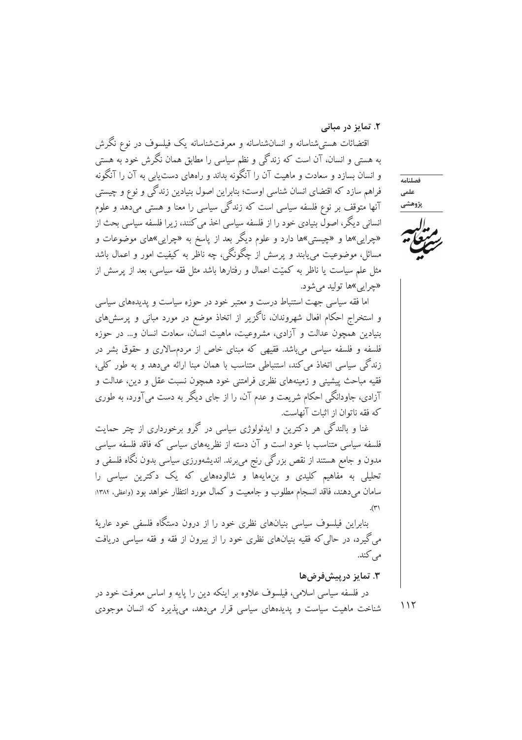### ۲. تمایز در مبانی

اقتضائات هستی‌شناسانه و انسان‌شناسانه و معرفت‌شناسانه یک فیلسوف در نوع نگرش به هستی و انسان، آن است که زندگی و نظم سیاسی را مطابق همان نگرش خود به هستی و انسان بسازد و سعادت و ماهیت آن را آنگونه بداند و راه‌های دست‌یابی به آن را آنگونه فراهم سازد که اقتضای انسان شناسی اوست؛ بنابراین اصول بنیادین زندگی و نوع و چیستی آنها متوقف بر نوع فلسفه سیاسی است که زندگی سیاسی را معنا و هستی می‌دهد و علوم انسانی دیگر، اصول بنیادی خود را از فلسفه سیاسی اخذ می‌کنند، زیرا فلسفه سیاسی بحث از «چرایی»ها و «چیستی»ها دارد و علوم دیگر بعد از پاسخ به «چرایی»های موضوعات و مسائل، موضوعیت می‌یابند و پرسش از چگونگی، چه ناظر به کیفیت امور و اعمال باشد مثل علم سیاست یا ناظر به کمّیت اعمال و رفتارها باشد مثل فقه سیاسی، بعد از پرسش از «چرایی»ها تولید می‌شود.

اما فقه سیاسی جهت استنباط درست و معتبر خود در حوزه سیاست و پدیده‌های سیاسی و استخراج احکام افعال شهروندان، ناگزیر از اتخاذ موضع در مورد مبانی و پرسش‌های بنیادین همچون عدالت و آزادی، مشروعیت، ماهیت انسان، سعادت انسان و... در حوزه فلسفه و فلسفه سیاسی می‌باشد. فقیهی که مبنای خاص از مردم‌سالاری و حقوق بشر در زندگی سیاسی اتخاذ می‌کند، استنباطی متناسب با همان مبنا ارائه می‌دهد و به طور کلی، فقیه مباحث پیشینی و زمینه‌های نظری فرامتنی خود همچون نسبت عقل و دین، عدالت و آزادی، جاودانگی احکام شریعت و عدم آن، را از جای دیگر به دست می‌آورد، به طوری که فقه ناتوان از اثبات آنهاست.

غنا و بالندگی هر دکترین و ایدئولوژی سیاسی در گرو برخورداری از چتر حمایت فلسفه سیاسی متناسب با خود است و آن دسته از نظریه‌های سیاسی که فاقد فلسفه سیاسی مدون و جامع هستند از نقص بزرگی رنج می‌برند. اندیشه‌ورزی سیاسی بدون نگاه فلسفی و تحلیلی به مفاهیم کلیدی و بن‌مایه‌ها و شالوده‌هایی که یک دکترین سیاسی را سامان می‌دهند، فاقد انسجام مطلوب و جامعیت و کمال مورد انتظار خواهد بود (واعظی، ۱۳۸۴: ۳۱).

بنابراین فیلسوف سیاسی بنیان‌های نظری خود را از درون دستگاه فلسفی خود عاریهٔ می‌گیرد، در حالی‌که فقیه بنیان‌های نظری خود را از بیرون از فقه و فقه سیاسی دریافت می‌کند.

### ۳. تمایز درپیش‌فرض‌ها

در فلسفه سیاسی اسلامی، فیلسوف علاوه بر اینکه دین را پایه و اساس معرفت خود در شناخت ماهیت سیاست و پدیده‌های سیاسی قرار می‌دهد، می‌پذیرد که انسان موجودی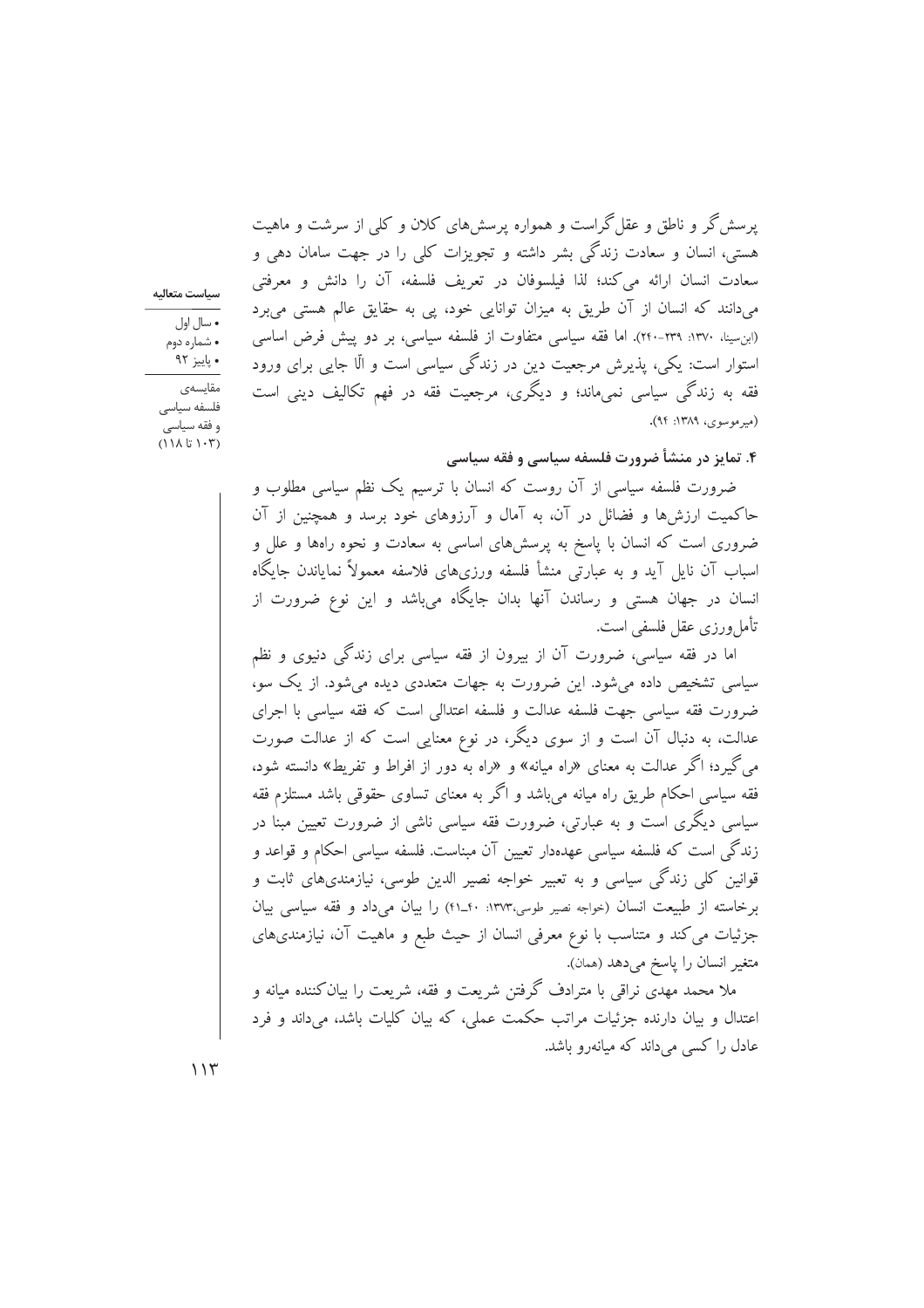پرسش‌گر و ناطق و عقل‌گراست و همواره پرسش‌های کلان و کلی از سرشت و ماهیت هستی، انسان و سعادت زندگی بشر داشته و تجویزات کلی را در جهت سامان دهی و سعادت انسان ارائه می‌کند؛ لذا فیلسوفان در تعریف فلسفه، آن را دانش و معرفتی می‌دانند که انسان از آن طریق به میزان توانایی خود، پی به حقایق عالم هستی می‌برد (ابن‌سینا، ۱۳۷۰: ۲۳۹-۲۴۰). اما فقه سیاسی متفاوت از فلسفه سیاسی، بر دو پیش فرض اساسی استوار است: یکی، پذیرش مرجعیت دین در زندگی سیاسی است و الّا جایی برای ورود فقه به زندگی سیاسی نمی‌ماند؛ و دیگری، مرجعیت فقه در فهم تکالیف دینی است (میرموسوی، ۱۳۸۹: ۹۴).

### ۴. تمایز در منشأ ضرورت فلسفه سیاسی و فقه سیاسی

ضرورت فلسفه سیاسی از آن روست که انسان با ترسیم یک نظم سیاسی مطلوب و حاکمیت ارزش‌ها و فضائل در آن، به آمال و آرزوهای خود برسد و همچنین از آن ضروری است که انسان با پاسخ به پرسش‌های اساسی به سعادت و نحوه راه‌ها و علل و اسباب آن نایل آید و به عبارتی منشأ فلسفه ورزی‌های فلاسفه معمولاً نمایاندن جایگاه انسان در جهان هستی و رساندن آنها بدان جایگاه می‌باشد و این نوع ضرورت از تأمل‌ورزی عقل فلسفی است.

اما در فقه سیاسی، ضرورت آن از بیرون از فقه سیاسی برای زندگی دنیوی و نظم سیاسی تشخیص داده می‌شود. این ضرورت به جهات متعددی دیده می‌شود. از یک سو، ضرورت فقه سیاسی جهت فلسفه عدالت و فلسفه اعتدالی است که فقه سیاسی با اجرای عدالت، به دنبال آن است و از سوی دیگر، در نوع معنایی است که از عدالت صورت می‌گیرد؛ اگر عدالت به معنای «راه میانه» و «راه به دور از افراط و تفریط» دانسته شود، فقه سیاسی احکام طریق راه میانه می‌باشد و اگر به معنای تساوی حقوقی باشد مستلزم فقه سیاسی دیگری است و به عبارتی، ضرورت فقه سیاسی ناشی از ضرورت تعیین مبنا در زندگی است که فلسفه سیاسی عهده‌دار تعیین آن مبناست. فلسفه سیاسی احکام و قواعد و قوانین کلی زندگی سیاسی و به تعبیر خواجه نصیر الدین طوسی، نیازمندی‌های ثابت و برخاسته از طبیعت انسان (خواجه نصیر طوسی،۱۳۷۳: ۴۰ـ۴۱) را بیان می‌داد و فقه سیاسی بیان جزئیات می‌کند و متناسب با نوع معرفی انسان از حیث طبع و ماهیت آن، نیازمندی‌های متغیر انسان را پاسخ می‌دهد (همان).

ملا محمد مهدی نراقی با مترادف گرفتن شریعت و فقه، شریعت را بیان‌کننده میانه و اعتدال و بیان دارنده جزئیات مراتب حکمت عملی، که بیان کلیات باشد، می‌داند و فرد عادل را کسی می‌داند که میانه‌رو باشد.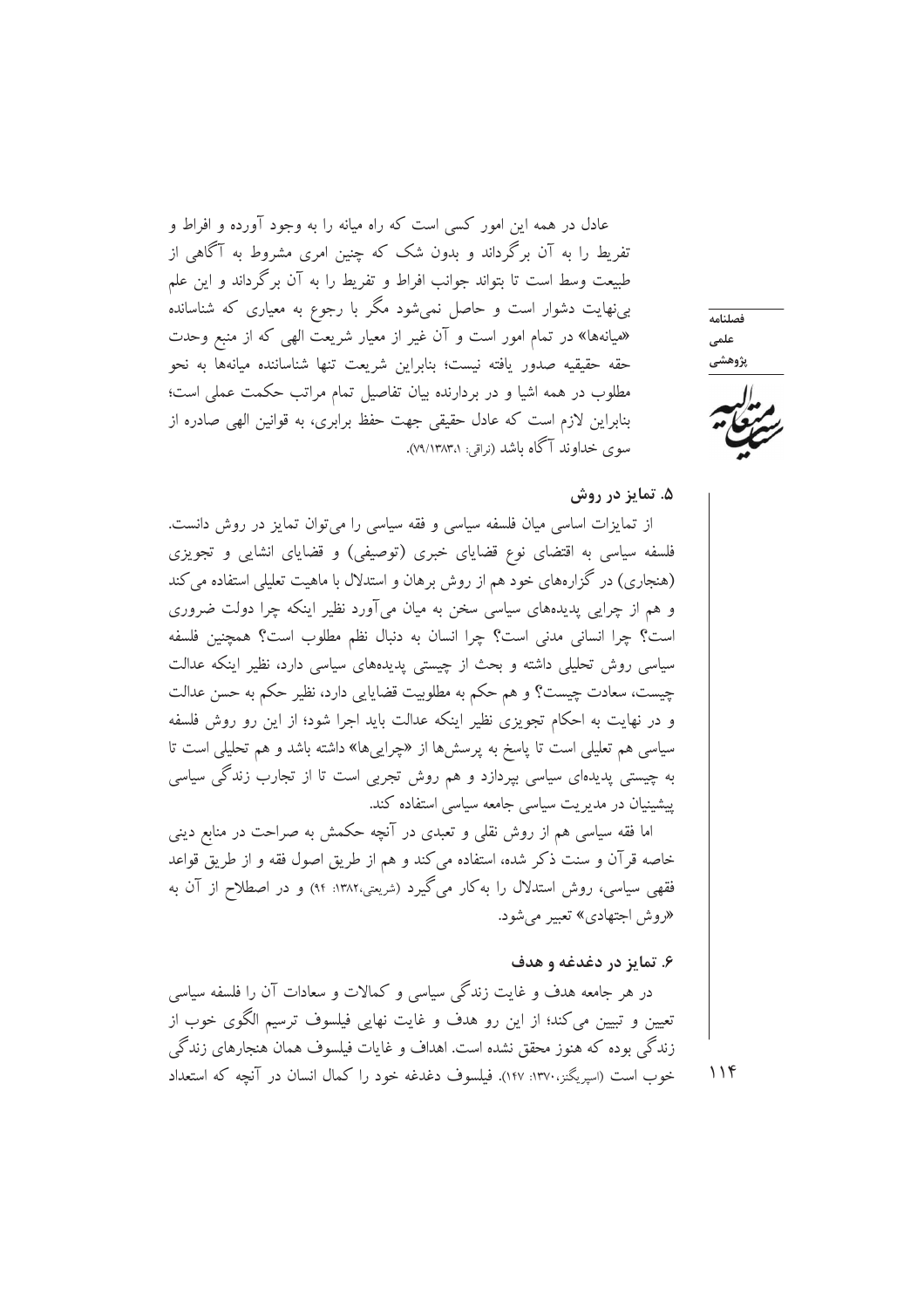عادل در همه این امور کسی است که راه میانه را به وجود آورده و افراط و تفریط را به آن برگرداند و بدون شک که چنین امری مشروط به آگاهی از طبیعت وسط است تا بتواند جوانب افراط و تفریط را به آن برگرداند و این علم بی‌نهایت دشوار است و حاصل نمی‌شود مگر با رجوع به معیاری که شناسانده «میانه‌ها» در تمام امور است و آن غیر از معیار شریعت الهی که از منبع وحدت حقه حقیقیه صدور یافته نیست؛ بنابراین شریعت تنها شناساننده میانه‌ها به نحو مطلوب در همه اشیا و در بردارنده بیان تفاصیل تمام مراتب حکمت عملی است؛ بنابراین لازم است که عادل حقیقی جهت حفظ برابری، به قوانین الهی صادره از سوی خداوند آگاه باشد (نراقی: ۱۳۸۳/۱، ۷۹).

### ۵. تمایز در روش

از تمایزات اساسی میان فلسفه سیاسی و فقه سیاسی را می‌توان تمایز در روش دانست. فلسفه سیاسی به اقتضای نوع قضایای خبری (توصیفی) و قضایای انشایی و تجویزی (هنجاری) در گزاره‌های خود هم از روش برهان و استدلال با ماهیت تعلیلی استفاده می‌کند و هم از چرایی پدیده‌های سیاسی سخن به میان می‌آورد نظیر اینکه چرا دولت ضروری است؟ چرا انسانی مدنی است؟ چرا انسان به دنبال نظم مطلوب است؟ همچنین فلسفه سیاسی روش تحلیلی داشته و بحث از چیستی پدیده‌های سیاسی دارد، نظیر اینکه عدالت چیست، سعادت چیست؟ و هم حکم به مطلوبیت قضایایی دارد، نظیر حکم به حسن عدالت و در نهایت به احکام تجویزی نظیر اینکه عدالت باید اجرا شود؛ از این رو روش فلسفه سیاسی هم تعلیلی است تا پاسخ به پرسش‌ها از «چرایی‌ها» داشته باشد و هم تحلیلی است تا به چیستی پدیده‌ای سیاسی بپردازد و هم روش تجربی است تا از تجارب زندگی سیاسی پیشینیان در مدیریت سیاسی جامعه سیاسی استفاده کند.

اما فقه سیاسی هم از روش نقلی و تعبدی در آنچه حکمش به صراحت در منابع دینی خاصه قرآن و سنت ذکر شده، استفاده می‌کند و هم از طریق اصول فقه و از طریق قواعد فقهی سیاسی، روش استدلال را به‌کار می‌گیرد (شریعتی،۱۳۸۲: ۹۴) و در اصطلاح از آن به «روش اجتهادی» تعبیر می‌شود.

### ۶. تمایز در دغدغه و هدف

در هر جامعه هدف و غایت زندگی سیاسی و کمالات و سعادات آن را فلسفه سیاسی تعیین و تبیین می‌کند؛ از این رو هدف و غایت نهایی فیلسوف ترسیم الگوی خوب از زندگی بوده که هنوز محقق نشده است. اهداف و غایات فیلسوف همان هنجارهای زندگی خوب است (اسپریگنز،۱۳۷۰: ۱۴۷). فیلسوف دغدغه خود را کمال انسان در آنچه که استعداد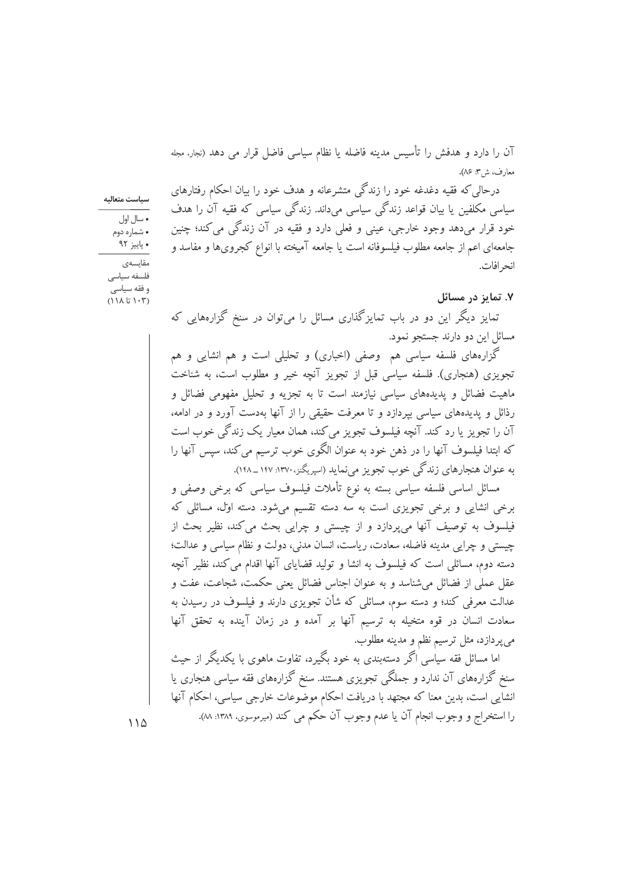آن را دارد و هدفش را تأسیس مدینه فاضله یا نظام سیاسی فاضل قرار می دهد (نجار، مجله معارف، ش۳: ۸۶).

درحالی‌که فقیه دغدغه خود را زندگی متشرعانه و هدف خود را بیان احکام رفتارهای سیاسی مکلفین یا بیان قواعد زندگی سیاسی می‌داند. زندگی سیاسی که فقیه آن را هدف خود قرار می‌دهد وجود خارجی، عینی و فعلی دارد و فقیه در آن زندگی می کند؛ چنین جامعه‌ای اعم از جامعه مطلوب فیلسوفانه است یا جامعه آمیخته با انواع کجروی‌ها و مفاسد و انحرافات.

### ۷. تمایز در مسائل

تمایز دیگر این دو در باب تمایزگذاری مسائل را می‌توان در سنخ گزاره‌هایی که مسائل این دو دارند جستجو نمود.

گزاره‌های فلسفه سیاسی هم وصفی (اخباری) و تحلیلی است و هم انشایی و هم تجویزی (هنجاری). فلسفه سیاسی قبل از تجویز آنچه خیر و مطلوب است، به شناخت ماهیت فضائل و پدیده‌های سیاسی نیازمند است تا به تجزیه و تحلیل مفهومی فضائل و رذائل و پدیده‌های سیاسی بپردازد و تا معرفت حقیقی را از آنها به‌دست آورد و در ادامه، آن را تجویز یا رد کند. آنچه فیلسوف تجویز می‌کند، همان معیار یک زندگی خوب است که ابتدا فیلسوف آنها را در ذهن خود به عنوان الگوی خوب ترسیم می‌کند، سپس آنها را به عنوان هنجارهای زندگی خوب تجویز می‌نماید (اسپریگنز،۱۳۷۰: ۱۴۷ ـ ۱۴۸).

مسائل اساسی فلسفه سیاسی بسته به نوع تأملات فیلسوف سیاسی که برخی وصفی و برخی انشایی و برخی تجویزی است به سه دسته تقسیم می‌شود. دسته اول، مسائلی که فیلسوف به توصیف آنها می‌پردازد و از چیستی و چرایی بحث می‌کند، نظیر بحث از چیستی و چرایی مدینه فاضله، سعادت، ریاست، انسان مدنی، دولت و نظام سیاسی و عدالت؛ دسته دوم، مسائلی است که فیلسوف به انشا و تولید قضایای آنها اقدام می‌کند، نظیر آنچه عقل عملی از فضائل می‌شناسد و به عنوان اجناس فضائل یعنی حکمت، شجاعت، عفت و عدالت معرفی کند؛ و دسته سوم، مسائلی که شأن تجویزی دارند و فیلسوف در رسیدن به سعادت انسان در قوه متخیله به ترسیم آنها بر آمده و در زمان آینده به تحقق آنها می‌پردازد، مثل ترسیم نظم و مدینه مطلوب.

اما مسائل فقه سیاسی اگر دسته‌بندی به خود بگیرد، تفاوت ماهوی با یکدیگر از حیث سنخ گزاره‌های آن ندارد و جملگی تجویزی هستند. سنخ گزاره‌های فقه سیاسی هنجاری یا انشایی است، بدین معنا که مجتهد با دریافت احکام موضوعات خارجی سیاسی، احکام آنها را استخراج و وجوب انجام آن یا عدم وجوب آن حکم می کند (میرموسوی، ۱۳۸۹: ۸۸).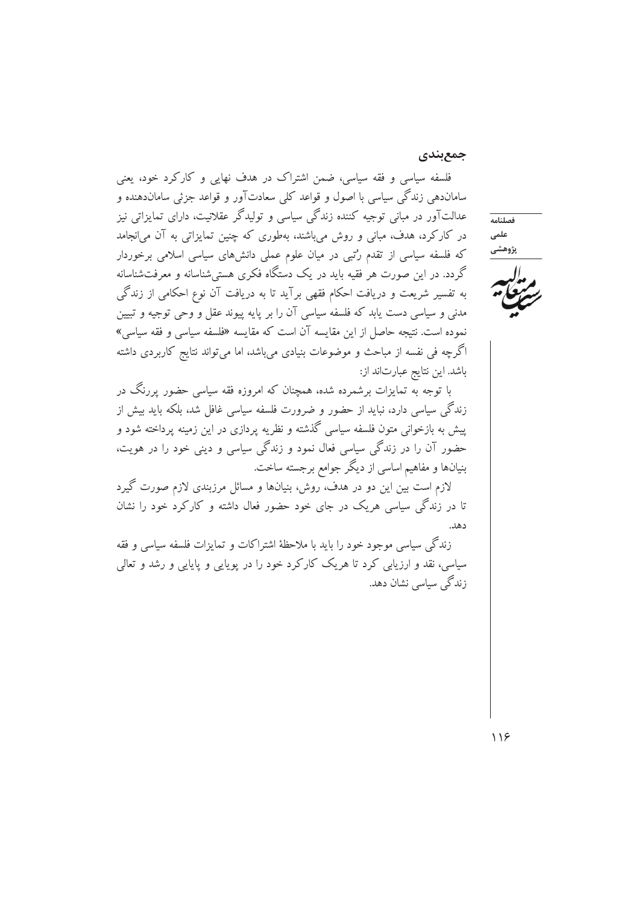## جمع‌بندی

فلسفه سیاسی و فقه سیاسی، ضمن اشتراک در هدف نهایی و کارکرد خود، یعنی سامان‌دهی زندگی سیاسی با اصول و قواعد کلی سعادت‌آور و قواعد جزئی سامان‌دهنده و عدالت‌آور در مبانی توجیه کننده زندگی سیاسی و تولیدگر عقلانیت، دارای تمایزاتی نیز در کارکرد، هدف، مبانی و روش می‌باشند، به‌طوری که چنین تمایزاتی به آن می‌انجامد که فلسفه سیاسی از تقدم رُتبی در میان علوم عملی دانش‌های سیاسی اسلامی برخوردار گردد. در این صورت هر فقیه باید در یک دستگاه فکری هستی‌شناسانه و معرفت‌شناسانه به تفسیر شریعت و دریافت احکام فقهی برآید تا به دریافت آن نوع احکامی از زندگی مدنی و سیاسی دست یابد که فلسفه سیاسی آن را بر پایه پیوند عقل و وحی توجیه و تبیین نموده است. نتیجه حاصل از این مقایسه آن است که مقایسه «فلسفه سیاسی و فقه سیاسی» اگرچه فی نفسه از مباحث و موضوعات بنیادی می‌باشد، اما می‌تواند نتایج کاربردی داشته باشد. این نتایج عبارت‌اند از:

با توجه به تمایزات برشمرده شده، همچنان که امروزه فقه سیاسی حضور پررنگ در زندگی سیاسی دارد، نباید از حضور و ضرورت فلسفه سیاسی غافل شد، بلکه باید بیش از پیش به بازخوانی متون فلسفه سیاسی گذشته و نظریه پردازی در این زمینه پرداخته شود و حضور آن را در زندگی سیاسی فعال نمود و زندگی سیاسی و دینی خود را در هویت، بنیان‌ها و مفاهیم اساسی از دیگر جوامع برجسته ساخت.

لازم است بین این دو در هدف، روش، بنیان‌ها و مسائل مرزبندی لازم صورت گیرد تا در زندگی سیاسی هریک در جای خود حضور فعال داشته و کارکرد خود را نشان دهد.

زندگی سیاسی موجود خود را باید با ملاحظهٔ اشتراکات و تمایزات فلسفه سیاسی و فقه سیاسی، نقد و ارزیابی کرد تا هریک کارکرد خود را در پویایی و پایایی و رشد و تعالی زندگی سیاسی نشان دهد.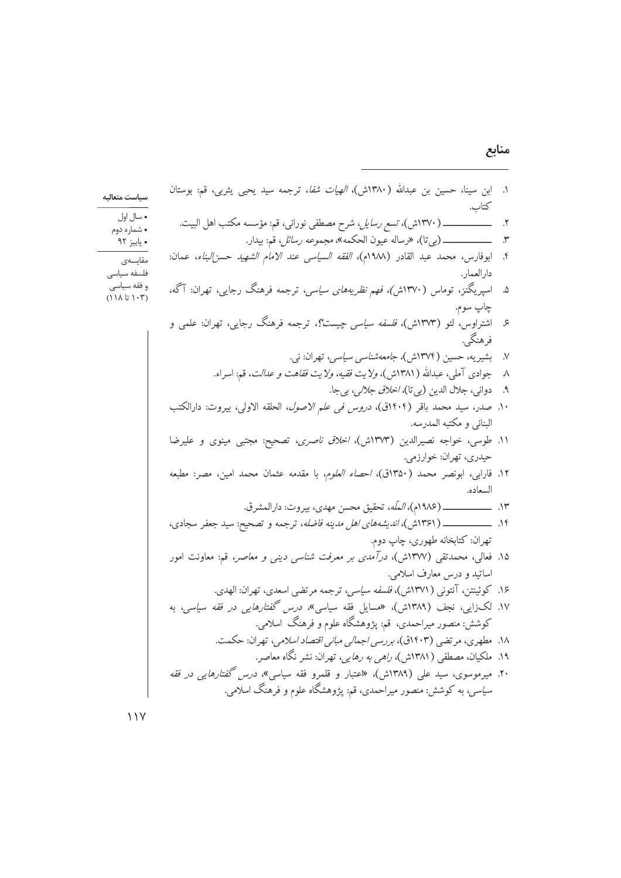## منابع

۱. ابن سینا، حسین بن عبدالله (۱۳۸۰ش)، *الهیات شفا*، ترجمه سید یحیی یثربی، قم: بوستان کتاب.

۲. ــــــــــــــ (۱۳۷۰ش)، *تسع رسایل*، شرح مصطفی نورانی، قم: مؤسسه مکتب اهل البیت.

۳. ــــــــــــــ (بی تا)، «رساله عیون الحکمه»، مجموعه *رسائل*، قم: بیدار.

۴. ابوفارس، محمد عبد القادر (۱۹۸۸م)، *الفقه السیاسی عند الامام الشهید حسن‌البناء*، عمان: دارالعمار.

۵. اسپریگنز، توماس (۱۳۷۰ش)، *فهم نظریه‌های سیاسی*، ترجمه فرهنگ رجایی، تهران: آگه، چاپ سوم.

۶. اشتراوس، لئو (۱۳۷۳ش)، *فلسفه سیاسی چیست؟*، ترجمه فرهنگ رجایی، تهران: علمی و فرهنگی.

۷. بشیریه، حسین (۱۳۷۴ش)، *جامعه‌شناسی سیاسی*، تهران: نی.

۸. جوادی آملی، عبدالله (۱۳۸۱ش)، *ولایت فقیه، ولایت فقاهت و عدالت*، قم: اسراء.

۹. دوانی، جلال الدین (بی تا)، *اخلاق جلالی*، بی جا.

۱۰. صدر، سید محمد باقر (۱۴۰۴ق)، *دروس فی علم الاصول*، الحلقه الاولی، بیروت: دارالکتب البنانی و مکتبه المدرسه.

۱۱. طوسی، خواجه نصیرالدین (۱۳۷۳ش)، *اخلاق ناصری*، تصحیح: مجتبی مینوی و علیرضا حیدری، تهران: خوارزمی.

۱۲. فارابی، ابونصر محمد (۱۳۵۰ق)، *احصاء العلوم*، با مقدمه عثمان محمد امین، مصر: مطبعه السعاده.

۱۳. ــــــــــــــ (۱۹۸۶م)، *الملّه*، تحقیق محسن مهدی، بیروت: دارالمشرق.

۱۴. ــــــــــــــ (۱۳۶۱ش)، *اندیشه‌های اهل مدینه فاضله*، ترجمه و تصحیح: سید جعفر سجادی، تهران: کتابخانه طهوری، چاپ دوم.

۱۵. فعالی، محمدتقی (۱۳۷۷ش)، *درآمدی بر معرفت شناسی دینی و معاصر*، قم: معاونت امور اساتید و درس معارف اسلامی.

۱۶. کوئینتن، آنتونی (۱۳۷۱ش)، *فلسفه سیاسی*، ترجمه مرتضی اسعدی، تهران: الهدی.

۱۷. لک‌زایی، نجف (۱۳۸۹ش)، «مسایل فقه سیاسی»، *درس گفتارهایی در فقه سیاسی*، به کوشش: منصور میراحمدی، قم: پژوهشگاه علوم و فرهنگ اسلامی.

۱۸. مطهری، مرتضی (۱۴۰۳ق)، *بررسی اجمالی مبانی اقتصاد اسلامی*، تهران: حکمت.

۱۹. ملکیان، مصطفی (۱۳۸۱ش)، *راهی به رهایی*، تهران: نشر نگاه معاصر.

۲۰. میرموسوی، سید علی (۱۳۸۹ش)، «اعتبار و قلمرو فقه سیاسی»، *درس گفتارهایی در فقه سیاسی*، به کوشش: منصور میراحمدی، قم: پژوهشگاه علوم و فرهنگ اسلامی.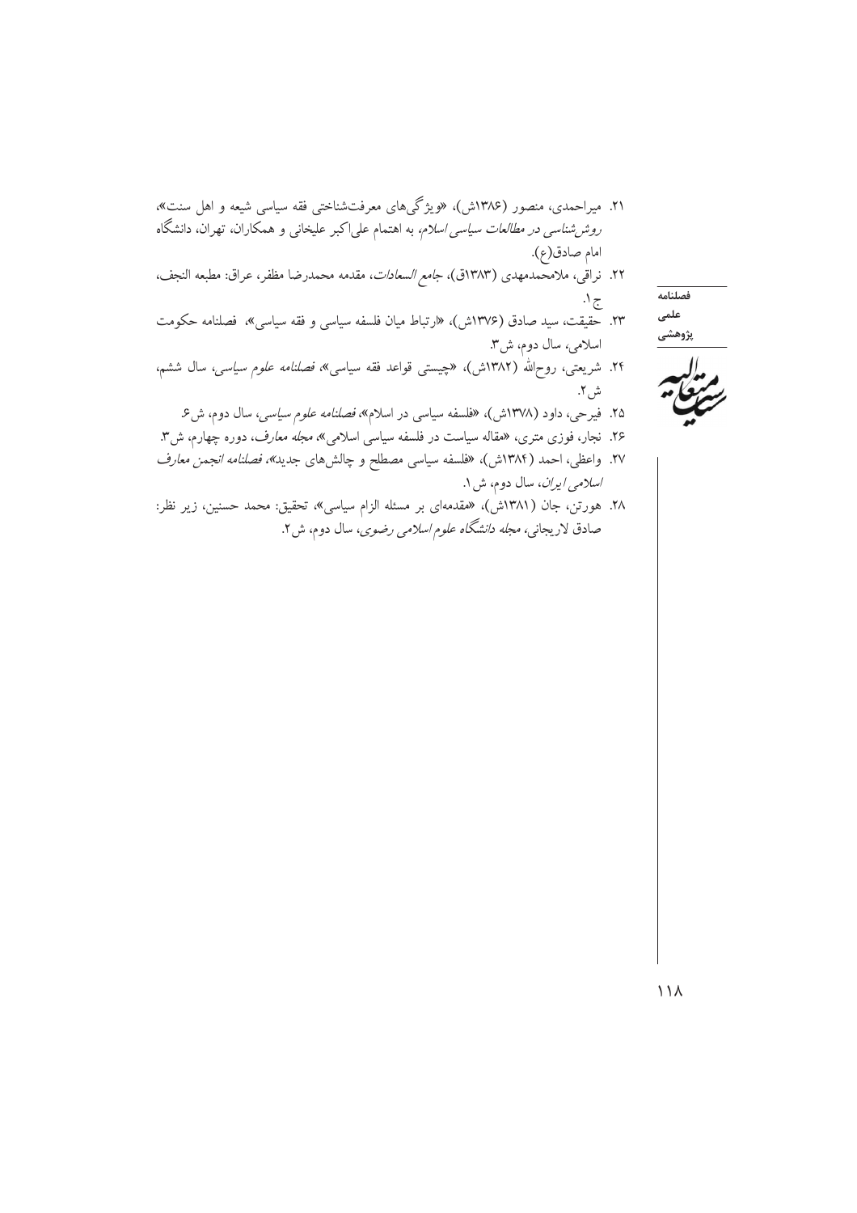۲۱. میراحمدی، منصور (۱۳۸۶ش)، «ویژگی‌های معرفت‌شناختی فقه سیاسی شیعه و اهل سنت»، *روش‌شناسی در مطالعات سیاسی اسلام*، به اهتمام علی‌اکبر علیخانی و همکاران، تهران، دانشگاه امام صادق(ع).

۲۲. نراقی، ملامحمدمهدی (۱۳۸۳ق)، *جامع السعادات*، مقدمه محمدرضا مظفر، عراق: مطبعه النجف، ج ۱.

۲۳. حقیقت، سید صادق (۱۳۷۶ش)، «ارتباط میان فلسفه سیاسی و فقه سیاسی»، فصلنامه حکومت اسلامی، سال دوم، ش ۳.

۲۴. شریعتی، روح‌الله (۱۳۸۲ش)، «چیستی قواعد فقه سیاسی»، *فصلنامه علوم سیاسی*، سال ششم، ش ۲.

۲۵. فیرحی، داود (۱۳۷۸ش)، «فلسفه سیاسی در اسلام»، *فصلنامه علوم سیاسی*، سال دوم، ش ۶.

۲۶. نجار، فوزی متری، «مقاله سیاست در فلسفه سیاسی اسلامی»، *مجله معارف*، دوره چهارم، ش ۳.

۲۷. واعظی، احمد (۱۳۸۴ش)، «فلسفه سیاسی مصطلح و چالش‌های جدید»، *فصلنامه انجمن معارف اسلامی ایران*، سال دوم، ش ۱.

۲۸. هورتن، جان (۱۳۸۱ش)، «مقدمه‌ای بر مسئله الزام سیاسی»، تحقیق: محمد حسنین، زیر نظر: صادق لاریجانی، *مجله دانشگاه علوم اسلامی رضوی*، سال دوم، ش ۲.